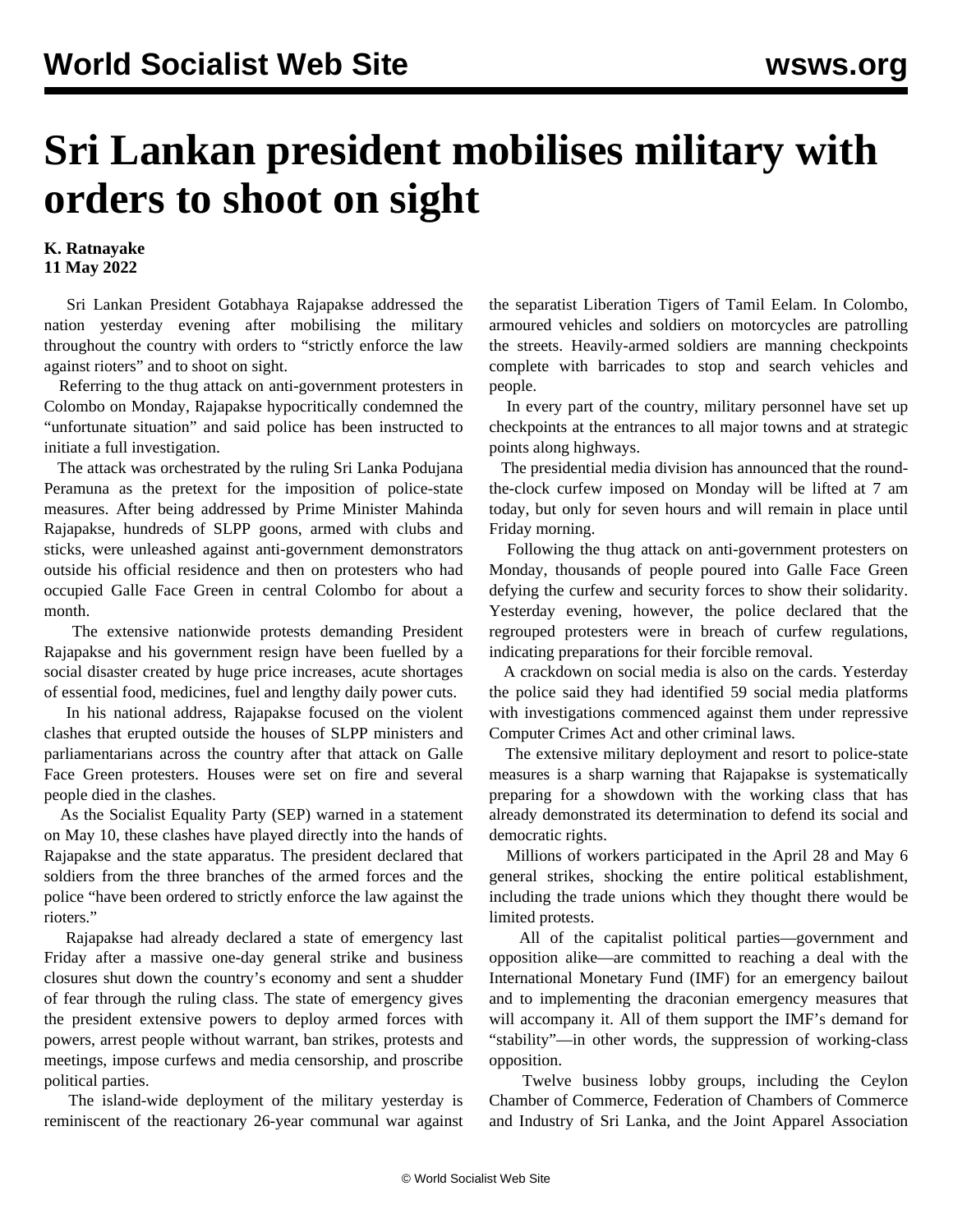# Sri Lankan president mobilises military with orders to shoot on sight

**K. Ratnayake**
**11 May 2022**

Sri Lankan President Gotabhaya Rajapakse addressed the nation yesterday evening after mobilising the military throughout the country with orders to "strictly enforce the law against rioters" and to shoot on sight.

Referring to the thug attack on anti-government protesters in Colombo on Monday, Rajapakse hypocritically condemned the "unfortunate situation" and said police has been instructed to initiate a full investigation.

The attack was orchestrated by the ruling Sri Lanka Podujana Peramuna as the pretext for the imposition of police-state measures. After being addressed by Prime Minister Mahinda Rajapakse, hundreds of SLPP goons, armed with clubs and sticks, were unleashed against anti-government demonstrators outside his official residence and then on protesters who had occupied Galle Face Green in central Colombo for about a month.

The extensive nationwide protests demanding President Rajapakse and his government resign have been fuelled by a social disaster created by huge price increases, acute shortages of essential food, medicines, fuel and lengthy daily power cuts.

In his national address, Rajapakse focused on the violent clashes that erupted outside the houses of SLPP ministers and parliamentarians across the country after that attack on Galle Face Green protesters. Houses were set on fire and several people died in the clashes.

As the Socialist Equality Party (SEP) warned in a statement on May 10, these clashes have played directly into the hands of Rajapakse and the state apparatus. The president declared that soldiers from the three branches of the armed forces and the police "have been ordered to strictly enforce the law against the rioters."

Rajapakse had already declared a state of emergency last Friday after a massive one-day general strike and business closures shut down the country's economy and sent a shudder of fear through the ruling class. The state of emergency gives the president extensive powers to deploy armed forces with powers, arrest people without warrant, ban strikes, protests and meetings, impose curfews and media censorship, and proscribe political parties.

The island-wide deployment of the military yesterday is reminiscent of the reactionary 26-year communal war against the separatist Liberation Tigers of Tamil Eelam. In Colombo, armoured vehicles and soldiers on motorcycles are patrolling the streets. Heavily-armed soldiers are manning checkpoints complete with barricades to stop and search vehicles and people.

In every part of the country, military personnel have set up checkpoints at the entrances to all major towns and at strategic points along highways.

The presidential media division has announced that the round-the-clock curfew imposed on Monday will be lifted at 7 am today, but only for seven hours and will remain in place until Friday morning.

Following the thug attack on anti-government protesters on Monday, thousands of people poured into Galle Face Green defying the curfew and security forces to show their solidarity. Yesterday evening, however, the police declared that the regrouped protesters were in breach of curfew regulations, indicating preparations for their forcible removal.

A crackdown on social media is also on the cards. Yesterday the police said they had identified 59 social media platforms with investigations commenced against them under repressive Computer Crimes Act and other criminal laws.

The extensive military deployment and resort to police-state measures is a sharp warning that Rajapakse is systematically preparing for a showdown with the working class that has already demonstrated its determination to defend its social and democratic rights.

Millions of workers participated in the April 28 and May 6 general strikes, shocking the entire political establishment, including the trade unions which they thought there would be limited protests.

All of the capitalist political parties—government and opposition alike—are committed to reaching a deal with the International Monetary Fund (IMF) for an emergency bailout and to implementing the draconian emergency measures that will accompany it. All of them support the IMF's demand for "stability"—in other words, the suppression of working-class opposition.

Twelve business lobby groups, including the Ceylon Chamber of Commerce, Federation of Chambers of Commerce and Industry of Sri Lanka, and the Joint Apparel Association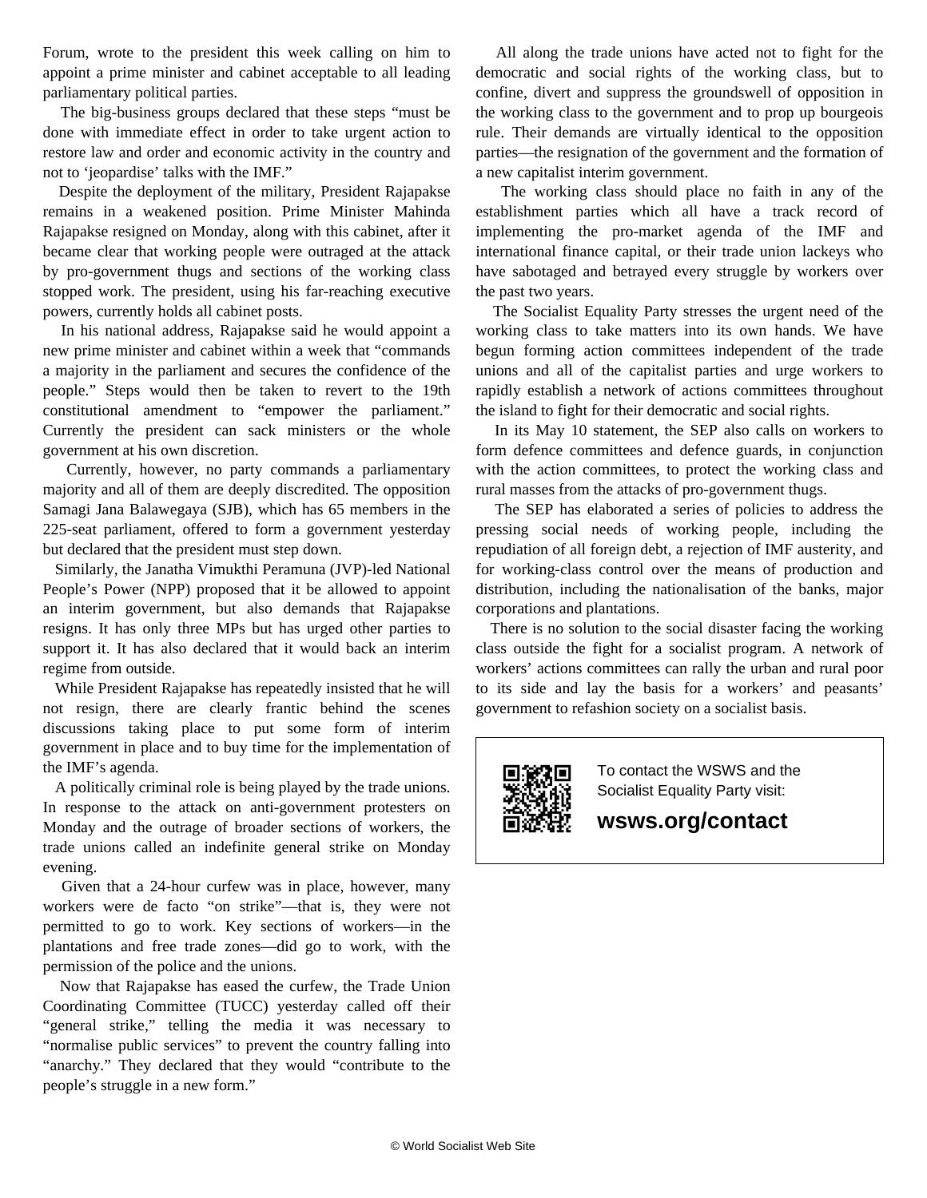Forum, wrote to the president this week calling on him to appoint a prime minister and cabinet acceptable to all leading parliamentary political parties.

The big-business groups declared that these steps "must be done with immediate effect in order to take urgent action to restore law and order and economic activity in the country and not to 'jeopardise' talks with the IMF."

Despite the deployment of the military, President Rajapakse remains in a weakened position. Prime Minister Mahinda Rajapakse resigned on Monday, along with this cabinet, after it became clear that working people were outraged at the attack by pro-government thugs and sections of the working class stopped work. The president, using his far-reaching executive powers, currently holds all cabinet posts.

In his national address, Rajapakse said he would appoint a new prime minister and cabinet within a week that "commands a majority in the parliament and secures the confidence of the people." Steps would then be taken to revert to the 19th constitutional amendment to "empower the parliament." Currently the president can sack ministers or the whole government at his own discretion.

Currently, however, no party commands a parliamentary majority and all of them are deeply discredited. The opposition Samagi Jana Balawegaya (SJB), which has 65 members in the 225-seat parliament, offered to form a government yesterday but declared that the president must step down.

Similarly, the Janatha Vimukthi Peramuna (JVP)-led National People's Power (NPP) proposed that it be allowed to appoint an interim government, but also demands that Rajapakse resigns. It has only three MPs but has urged other parties to support it. It has also declared that it would back an interim regime from outside.

While President Rajapakse has repeatedly insisted that he will not resign, there are clearly frantic behind the scenes discussions taking place to put some form of interim government in place and to buy time for the implementation of the IMF's agenda.

A politically criminal role is being played by the trade unions. In response to the attack on anti-government protesters on Monday and the outrage of broader sections of workers, the trade unions called an indefinite general strike on Monday evening.

Given that a 24-hour curfew was in place, however, many workers were de facto "on strike"—that is, they were not permitted to go to work. Key sections of workers—in the plantations and free trade zones—did go to work, with the permission of the police and the unions.

Now that Rajapakse has eased the curfew, the Trade Union Coordinating Committee (TUCC) yesterday called off their "general strike," telling the media it was necessary to "normalise public services" to prevent the country falling into "anarchy." They declared that they would "contribute to the people's struggle in a new form."

All along the trade unions have acted not to fight for the democratic and social rights of the working class, but to confine, divert and suppress the groundswell of opposition in the working class to the government and to prop up bourgeois rule. Their demands are virtually identical to the opposition parties—the resignation of the government and the formation of a new capitalist interim government.

The working class should place no faith in any of the establishment parties which all have a track record of implementing the pro-market agenda of the IMF and international finance capital, or their trade union lackeys who have sabotaged and betrayed every struggle by workers over the past two years.

The Socialist Equality Party stresses the urgent need of the working class to take matters into its own hands. We have begun forming action committees independent of the trade unions and all of the capitalist parties and urge workers to rapidly establish a network of actions committees throughout the island to fight for their democratic and social rights.

In its May 10 statement, the SEP also calls on workers to form defence committees and defence guards, in conjunction with the action committees, to protect the working class and rural masses from the attacks of pro-government thugs.

The SEP has elaborated a series of policies to address the pressing social needs of working people, including the repudiation of all foreign debt, a rejection of IMF austerity, and for working-class control over the means of production and distribution, including the nationalisation of the banks, major corporations and plantations.

There is no solution to the social disaster facing the working class outside the fight for a socialist program. A network of workers' actions committees can rally the urban and rural poor to its side and lay the basis for a workers' and peasants' government to refashion society on a socialist basis.

To contact the WSWS and the Socialist Equality Party visit:

**wsws.org/contact**